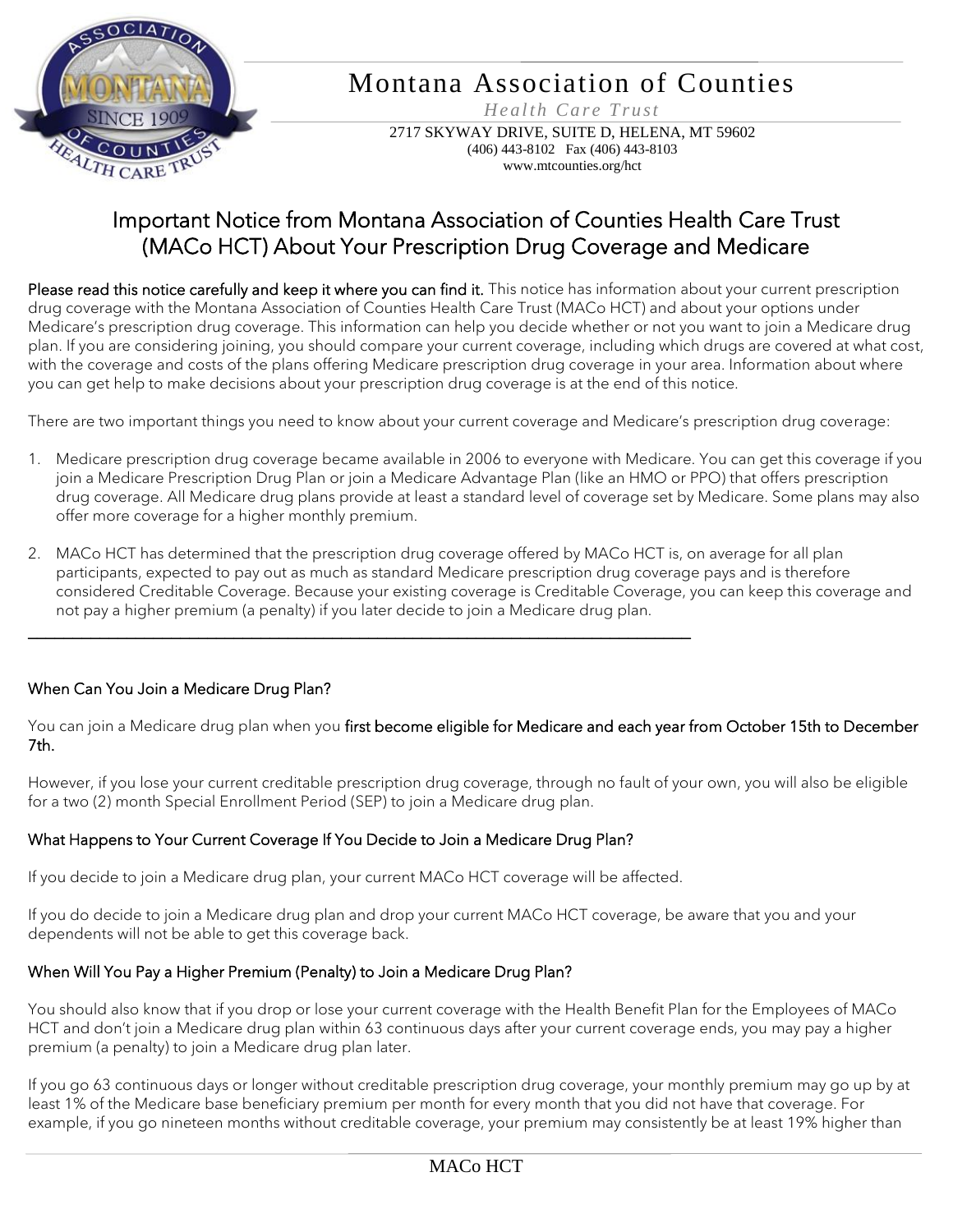# Montana Association of Counties

*Health Care Trust*

2717 SKYWAY DRIVE, SUITE D, HELENA, MT 59602
(406) 443-8102 Fax (406) 443-8103
www.mtcounties.org/hct

## Important Notice from Montana Association of Counties Health Care Trust (MACo HCT) About Your Prescription Drug Coverage and Medicare

**Please read this notice carefully and keep it where you can find it.** This notice has information about your current prescription drug coverage with the Montana Association of Counties Health Care Trust (MACo HCT) and about your options under Medicare's prescription drug coverage. This information can help you decide whether or not you want to join a Medicare drug plan. If you are considering joining, you should compare your current coverage, including which drugs are covered at what cost, with the coverage and costs of the plans offering Medicare prescription drug coverage in your area. Information about where you can get help to make decisions about your prescription drug coverage is at the end of this notice.

There are two important things you need to know about your current coverage and Medicare's prescription drug coverage:

1. Medicare prescription drug coverage became available in 2006 to everyone with Medicare. You can get this coverage if you join a Medicare Prescription Drug Plan or join a Medicare Advantage Plan (like an HMO or PPO) that offers prescription drug coverage. All Medicare drug plans provide at least a standard level of coverage set by Medicare. Some plans may also offer more coverage for a higher monthly premium.

2. MACo HCT has determined that the prescription drug coverage offered by MACo HCT is, on average for all plan participants, expected to pay out as much as standard Medicare prescription drug coverage pays and is therefore considered Creditable Coverage. Because your existing coverage is Creditable Coverage, you can keep this coverage and not pay a higher premium (a penalty) if you later decide to join a Medicare drug plan.

---

### When Can You Join a Medicare Drug Plan?

You can join a Medicare drug plan when you **first become eligible for Medicare and each year from October 15th to December 7th.**

However, if you lose your current creditable prescription drug coverage, through no fault of your own, you will also be eligible for a two (2) month Special Enrollment Period (SEP) to join a Medicare drug plan.

### What Happens to Your Current Coverage If You Decide to Join a Medicare Drug Plan?

If you decide to join a Medicare drug plan, your current MACo HCT coverage will be affected.

If you do decide to join a Medicare drug plan and drop your current MACo HCT coverage, be aware that you and your dependents will not be able to get this coverage back.

### When Will You Pay a Higher Premium (Penalty) to Join a Medicare Drug Plan?

You should also know that if you drop or lose your current coverage with the Health Benefit Plan for the Employees of MACo HCT and don't join a Medicare drug plan within 63 continuous days after your current coverage ends, you may pay a higher premium (a penalty) to join a Medicare drug plan later.

If you go 63 continuous days or longer without creditable prescription drug coverage, your monthly premium may go up by at least 1% of the Medicare base beneficiary premium per month for every month that you did not have that coverage. For example, if you go nineteen months without creditable coverage, your premium may consistently be at least 19% higher than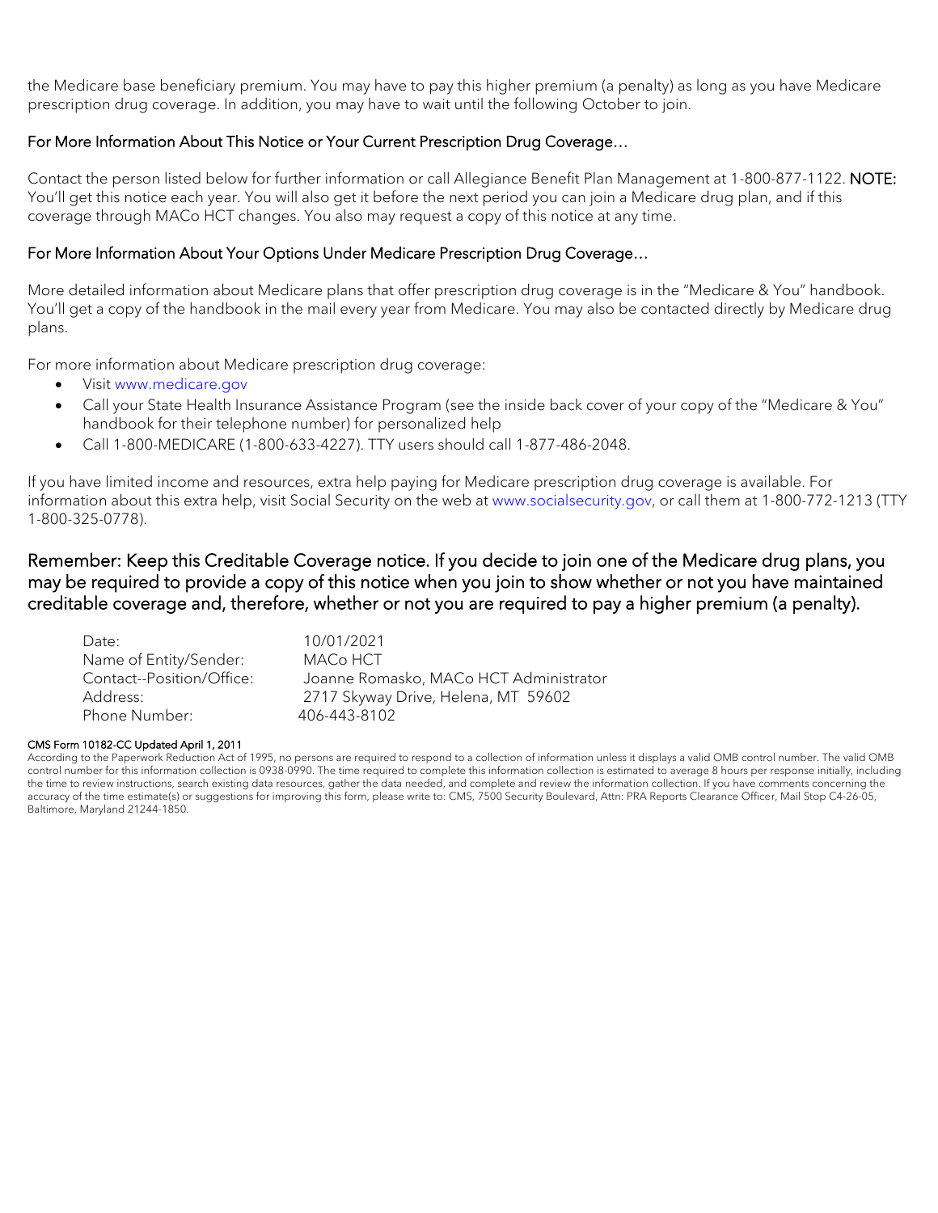the Medicare base beneficiary premium. You may have to pay this higher premium (a penalty) as long as you have Medicare prescription drug coverage. In addition, you may have to wait until the following October to join.

### For More Information About This Notice or Your Current Prescription Drug Coverage…

Contact the person listed below for further information or call Allegiance Benefit Plan Management at 1-800-877-1122. **NOTE:** You'll get this notice each year. You will also get it before the next period you can join a Medicare drug plan, and if this coverage through MACo HCT changes. You also may request a copy of this notice at any time.

### For More Information About Your Options Under Medicare Prescription Drug Coverage…

More detailed information about Medicare plans that offer prescription drug coverage is in the "Medicare & You" handbook. You'll get a copy of the handbook in the mail every year from Medicare. You may also be contacted directly by Medicare drug plans.

For more information about Medicare prescription drug coverage:

- Visit www.medicare.gov
- Call your State Health Insurance Assistance Program (see the inside back cover of your copy of the "Medicare & You" handbook for their telephone number) for personalized help
- Call 1-800-MEDICARE (1-800-633-4227). TTY users should call 1-877-486-2048.

If you have limited income and resources, extra help paying for Medicare prescription drug coverage is available. For information about this extra help, visit Social Security on the web at www.socialsecurity.gov, or call them at 1-800-772-1213 (TTY 1-800-325-0778).

## Remember: Keep this Creditable Coverage notice. If you decide to join one of the Medicare drug plans, you may be required to provide a copy of this notice when you join to show whether or not you have maintained creditable coverage and, therefore, whether or not you are required to pay a higher premium (a penalty).

| | |
|---|---|
| Date: | 10/01/2021 |
| Name of Entity/Sender: | MACo HCT |
| Contact--Position/Office: | Joanne Romasko, MACo HCT Administrator |
| Address: | 2717 Skyway Drive, Helena, MT 59602 |
| Phone Number: | 406-443-8102 |

**CMS Form 10182-CC Updated April 1, 2011**

According to the Paperwork Reduction Act of 1995, no persons are required to respond to a collection of information unless it displays a valid OMB control number. The valid OMB control number for this information collection is 0938-0990. The time required to complete this information collection is estimated to average 8 hours per response initially, including the time to review instructions, search existing data resources, gather the data needed, and complete and review the information collection. If you have comments concerning the accuracy of the time estimate(s) or suggestions for improving this form, please write to: CMS, 7500 Security Boulevard, Attn: PRA Reports Clearance Officer, Mail Stop C4-26-05, Baltimore, Maryland 21244-1850.